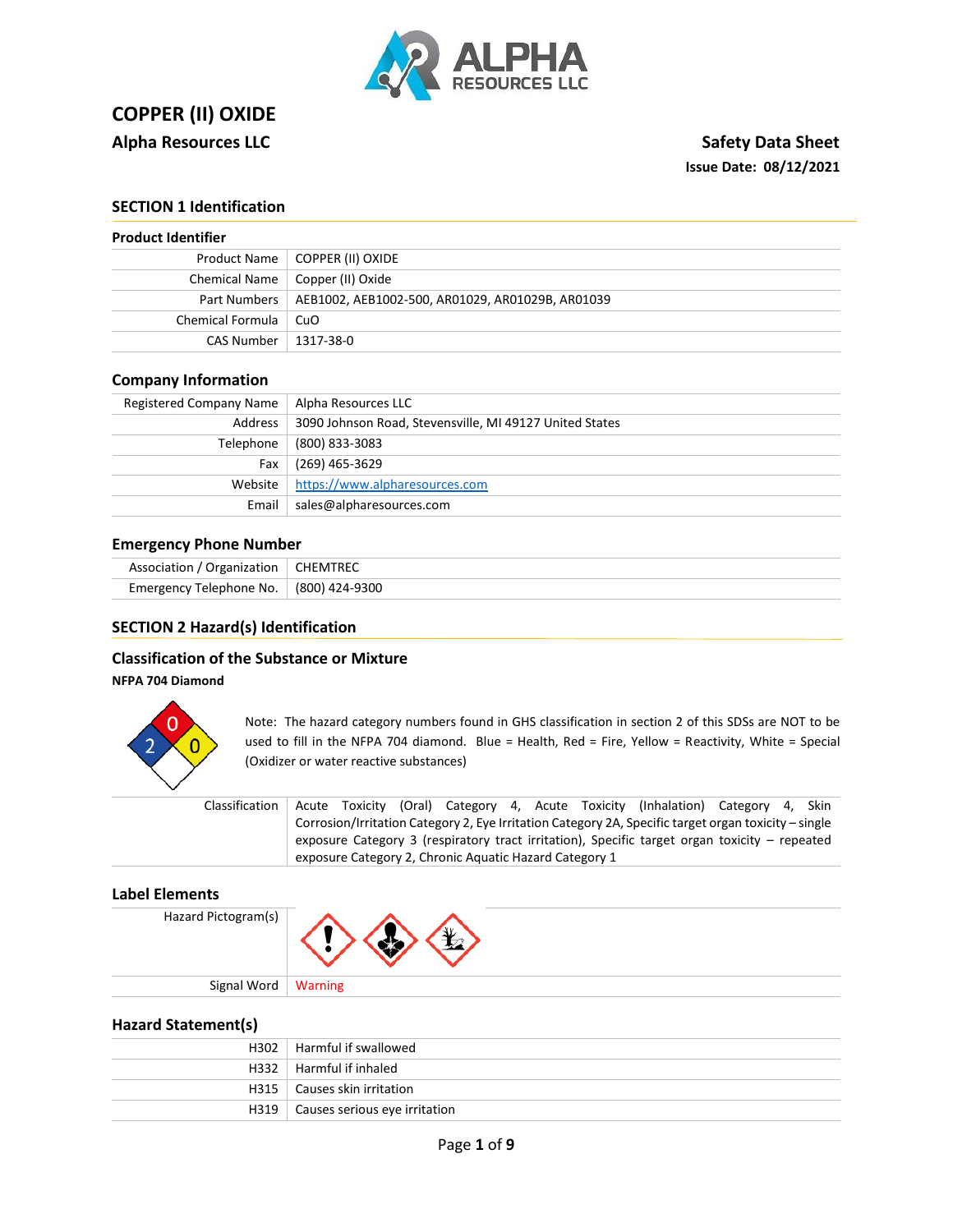# COPPER (II) OXIDE

**Alpha Resources LLC**

**Safety Data Sheet**

**Issue Date: 08/12/2021**

## SECTION 1 Identification

### Product Identifier

| | |
|---|---|
| Product Name | COPPER (II) OXIDE |
| Chemical Name | Copper (II) Oxide |
| Part Numbers | AEB1002, AEB1002-500, AR01029, AR01029B, AR01039 |
| Chemical Formula | CuO |
| CAS Number | 1317-38-0 |

### Company Information

| | |
|---|---|
| Registered Company Name | Alpha Resources LLC |
| Address | 3090 Johnson Road, Stevensville, MI 49127 United States |
| Telephone | (800) 833-3083 |
| Fax | (269) 465-3629 |
| Website | https://www.alpharesources.com |
| Email | sales@alpharesources.com |

### Emergency Phone Number

| | |
|---|---|
| Association / Organization | CHEMTREC |
| Emergency Telephone No. | (800) 424-9300 |

## SECTION 2 Hazard(s) Identification

### Classification of the Substance or Mixture

**NFPA 704 Diamond**

Health (Blue): 2, Fire (Red): 0, Reactivity (Yellow): 0

Note: The hazard category numbers found in GHS classification in section 2 of this SDSs are NOT to be used to fill in the NFPA 704 diamond. Blue = Health, Red = Fire, Yellow = Reactivity, White = Special (Oxidizer or water reactive substances)

| | |
|---|---|
| Classification | Acute Toxicity (Oral) Category 4, Acute Toxicity (Inhalation) Category 4, Skin Corrosion/Irritation Category 2, Eye Irritation Category 2A, Specific target organ toxicity – single exposure Category 3 (respiratory tract irritation), Specific target organ toxicity – repeated exposure Category 2, Chronic Aquatic Hazard Category 1 |

### Label Elements

| | |
|---|---|
| Hazard Pictogram(s) | |
| Signal Word | Warning |

### Hazard Statement(s)

| | |
|---|---|
| H302 | Harmful if swallowed |
| H332 | Harmful if inhaled |
| H315 | Causes skin irritation |
| H319 | Causes serious eye irritation |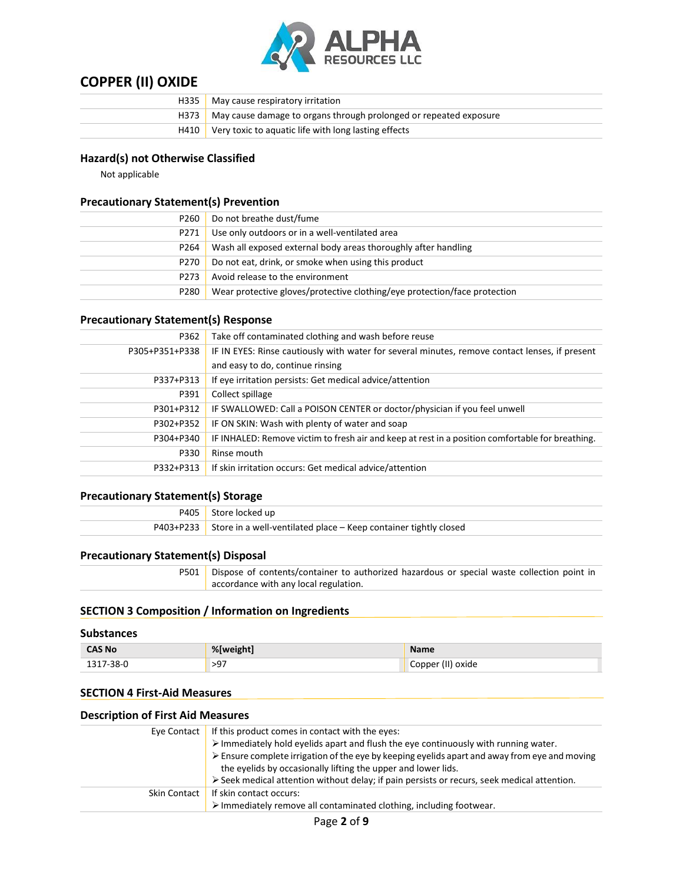# COPPER (II) OXIDE

| | |
|---|---|
| H335 | May cause respiratory irritation |
| H373 | May cause damage to organs through prolonged or repeated exposure |
| H410 | Very toxic to aquatic life with long lasting effects |

### Hazard(s) not Otherwise Classified

Not applicable

### Precautionary Statement(s) Prevention

| | |
|---|---|
| P260 | Do not breathe dust/fume |
| P271 | Use only outdoors or in a well-ventilated area |
| P264 | Wash all exposed external body areas thoroughly after handling |
| P270 | Do not eat, drink, or smoke when using this product |
| P273 | Avoid release to the environment |
| P280 | Wear protective gloves/protective clothing/eye protection/face protection |

### Precautionary Statement(s) Response

| | |
|---|---|
| P362 | Take off contaminated clothing and wash before reuse |
| P305+P351+P338 | IF IN EYES: Rinse cautiously with water for several minutes, remove contact lenses, if present and easy to do, continue rinsing |
| P337+P313 | If eye irritation persists: Get medical advice/attention |
| P391 | Collect spillage |
| P301+P312 | IF SWALLOWED: Call a POISON CENTER or doctor/physician if you feel unwell |
| P302+P352 | IF ON SKIN: Wash with plenty of water and soap |
| P304+P340 | IF INHALED: Remove victim to fresh air and keep at rest in a position comfortable for breathing. |
| P330 | Rinse mouth |
| P332+P313 | If skin irritation occurs: Get medical advice/attention |

### Precautionary Statement(s) Storage

| | |
|---|---|
| P405 | Store locked up |
| P403+P233 | Store in a well-ventilated place – Keep container tightly closed |

### Precautionary Statement(s) Disposal

| | |
|---|---|
| P501 | Dispose of contents/container to authorized hazardous or special waste collection point in accordance with any local regulation. |

## SECTION 3 Composition / Information on Ingredients

### Substances

| CAS No | %[weight] | Name |
|---|---|---|
| 1317-38-0 | >97 | Copper (II) oxide |

## SECTION 4 First-Aid Measures

### Description of First Aid Measures

| | |
|---|---|
| Eye Contact | If this product comes in contact with the eyes:<br>➢ Immediately hold eyelids apart and flush the eye continuously with running water.<br>➢ Ensure complete irrigation of the eye by keeping eyelids apart and away from eye and moving the eyelids by occasionally lifting the upper and lower lids.<br>➢ Seek medical attention without delay; if pain persists or recurs, seek medical attention. |
| Skin Contact | If skin contact occurs:<br>➢ Immediately remove all contaminated clothing, including footwear. |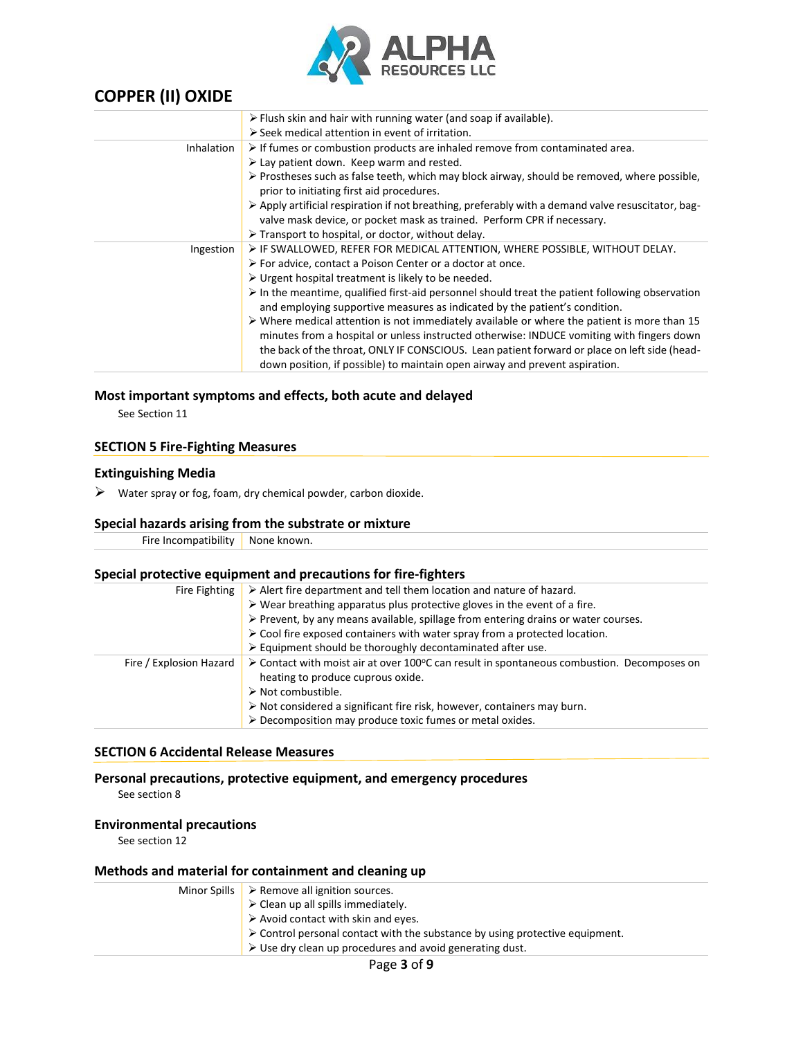# COPPER (II) OXIDE

| | |
|---|---|
| | ➢ Flush skin and hair with running water (and soap if available).<br>➢ Seek medical attention in event of irritation. |
| Inhalation | ➢ If fumes or combustion products are inhaled remove from contaminated area.<br>➢ Lay patient down. Keep warm and rested.<br>➢ Prostheses such as false teeth, which may block airway, should be removed, where possible, prior to initiating first aid procedures.<br>➢ Apply artificial respiration if not breathing, preferably with a demand valve resuscitator, bag-valve mask device, or pocket mask as trained. Perform CPR if necessary.<br>➢ Transport to hospital, or doctor, without delay. |
| Ingestion | ➢ IF SWALLOWED, REFER FOR MEDICAL ATTENTION, WHERE POSSIBLE, WITHOUT DELAY.<br>➢ For advice, contact a Poison Center or a doctor at once.<br>➢ Urgent hospital treatment is likely to be needed.<br>➢ In the meantime, qualified first-aid personnel should treat the patient following observation and employing supportive measures as indicated by the patient's condition.<br>➢ Where medical attention is not immediately available or where the patient is more than 15 minutes from a hospital or unless instructed otherwise: INDUCE vomiting with fingers down the back of the throat, ONLY IF CONSCIOUS. Lean patient forward or place on left side (head-down position, if possible) to maintain open airway and prevent aspiration. |

### Most important symptoms and effects, both acute and delayed

See Section 11

## SECTION 5 Fire-Fighting Measures

### Extinguishing Media

➢ Water spray or fog, foam, dry chemical powder, carbon dioxide.

### Special hazards arising from the substrate or mixture

| | |
|---|---|
| Fire Incompatibility | None known. |

### Special protective equipment and precautions for fire-fighters

| | |
|---|---|
| Fire Fighting | ➢ Alert fire department and tell them location and nature of hazard.<br>➢ Wear breathing apparatus plus protective gloves in the event of a fire.<br>➢ Prevent, by any means available, spillage from entering drains or water courses.<br>➢ Cool fire exposed containers with water spray from a protected location.<br>➢ Equipment should be thoroughly decontaminated after use. |
| Fire / Explosion Hazard | ➢ Contact with moist air at over 100°C can result in spontaneous combustion. Decomposes on heating to produce cuprous oxide.<br>➢ Not combustible.<br>➢ Not considered a significant fire risk, however, containers may burn.<br>➢ Decomposition may produce toxic fumes or metal oxides. |

## SECTION 6 Accidental Release Measures

### Personal precautions, protective equipment, and emergency procedures

See section 8

### Environmental precautions

See section 12

### Methods and material for containment and cleaning up

| | |
|---|---|
| Minor Spills | ➢ Remove all ignition sources.<br>➢ Clean up all spills immediately.<br>➢ Avoid contact with skin and eyes.<br>➢ Control personal contact with the substance by using protective equipment.<br>➢ Use dry clean up procedures and avoid generating dust. |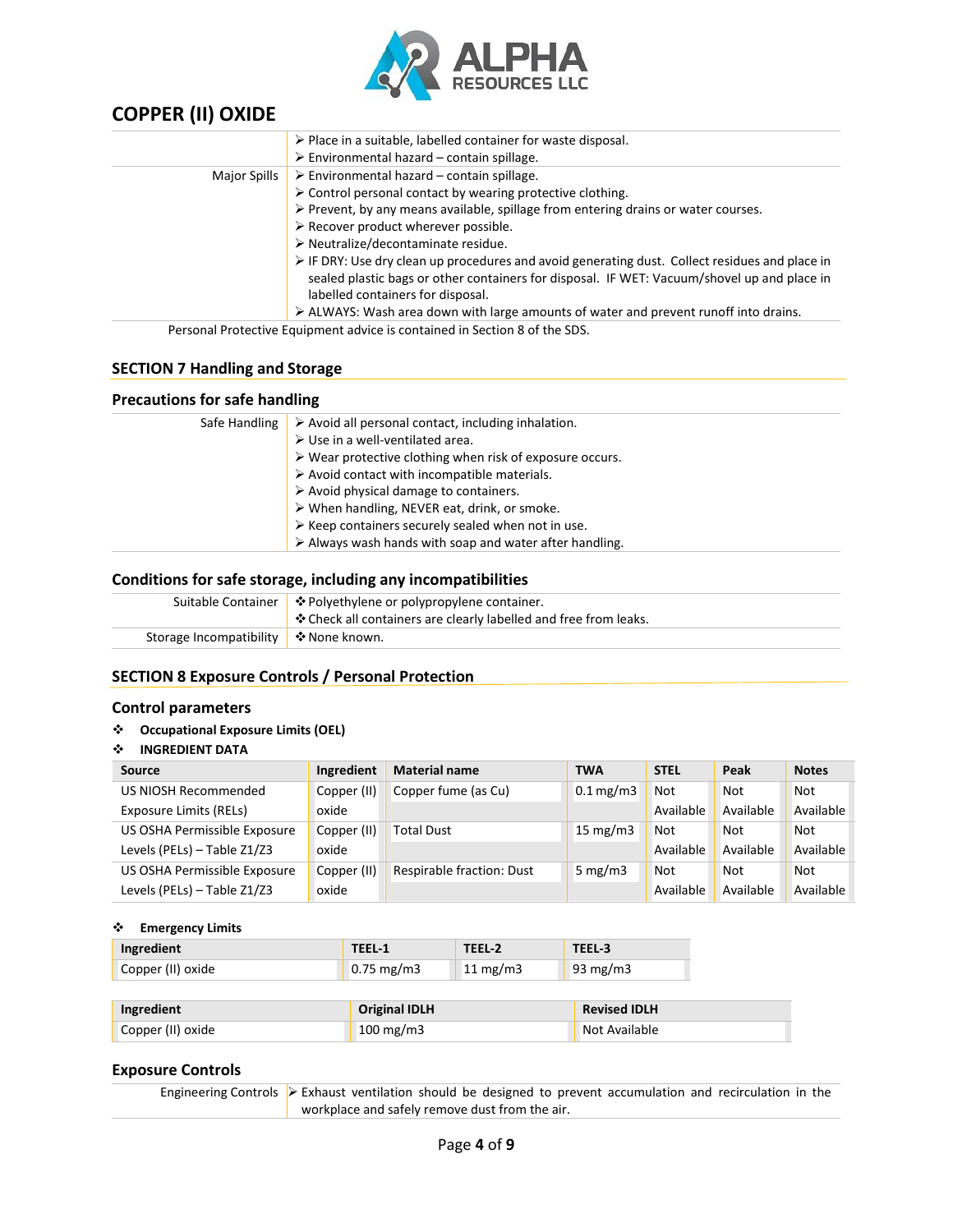# COPPER (II) OXIDE

| | |
|---|---|
| | ➢ Place in a suitable, labelled container for waste disposal.<br>➢ Environmental hazard – contain spillage. |
| Major Spills | ➢ Environmental hazard – contain spillage.<br>➢ Control personal contact by wearing protective clothing.<br>➢ Prevent, by any means available, spillage from entering drains or water courses.<br>➢ Recover product wherever possible.<br>➢ Neutralize/decontaminate residue.<br>➢ IF DRY: Use dry clean up procedures and avoid generating dust. Collect residues and place in sealed plastic bags or other containers for disposal. IF WET: Vacuum/shovel up and place in labelled containers for disposal.<br>➢ ALWAYS: Wash area down with large amounts of water and prevent runoff into drains. |

Personal Protective Equipment advice is contained in Section 8 of the SDS.

## SECTION 7 Handling and Storage

### Precautions for safe handling

| | |
|---|---|
| Safe Handling | ➢ Avoid all personal contact, including inhalation.<br>➢ Use in a well-ventilated area.<br>➢ Wear protective clothing when risk of exposure occurs.<br>➢ Avoid contact with incompatible materials.<br>➢ Avoid physical damage to containers.<br>➢ When handling, NEVER eat, drink, or smoke.<br>➢ Keep containers securely sealed when not in use.<br>➢ Always wash hands with soap and water after handling. |

### Conditions for safe storage, including any incompatibilities

| | |
|---|---|
| Suitable Container | ❖ Polyethylene or polypropylene container.<br>❖ Check all containers are clearly labelled and free from leaks. |
| Storage Incompatibility | ❖ None known. |

## SECTION 8 Exposure Controls / Personal Protection

### Control parameters

- **Occupational Exposure Limits (OEL)**
- **INGREDIENT DATA**

| Source | Ingredient | Material name | TWA | STEL | Peak | Notes |
|---|---|---|---|---|---|---|
| US NIOSH Recommended Exposure Limits (RELs) | Copper (II) oxide | Copper fume (as Cu) | 0.1 mg/m3 | Not Available | Not Available | Not Available |
| US OSHA Permissible Exposure Levels (PELs) – Table Z1/Z3 | Copper (II) oxide | Total Dust | 15 mg/m3 | Not Available | Not Available | Not Available |
| US OSHA Permissible Exposure Levels (PELs) – Table Z1/Z3 | Copper (II) oxide | Respirable fraction: Dust | 5 mg/m3 | Not Available | Not Available | Not Available |

- **Emergency Limits**

| Ingredient | TEEL-1 | TEEL-2 | TEEL-3 |
|---|---|---|---|
| Copper (II) oxide | 0.75 mg/m3 | 11 mg/m3 | 93 mg/m3 |

| Ingredient | Original IDLH | Revised IDLH |
|---|---|---|
| Copper (II) oxide | 100 mg/m3 | Not Available |

### Exposure Controls

| | |
|---|---|
| Engineering Controls | ➢ Exhaust ventilation should be designed to prevent accumulation and recirculation in the workplace and safely remove dust from the air. |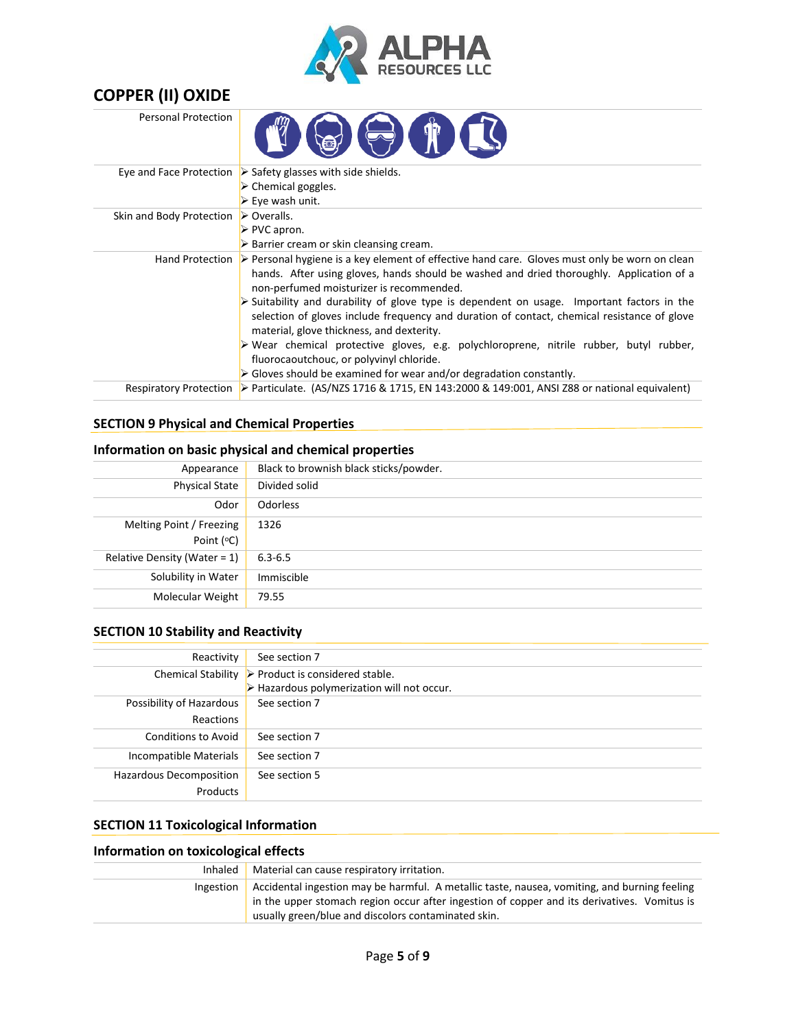# COPPER (II) OXIDE

| | |
|---|---|
| Personal Protection | |
| Eye and Face Protection | ➢ Safety glasses with side shields.<br>➢ Chemical goggles.<br>➢ Eye wash unit. |
| Skin and Body Protection | ➢ Overalls.<br>➢ PVC apron.<br>➢ Barrier cream or skin cleansing cream. |
| Hand Protection | ➢ Personal hygiene is a key element of effective hand care. Gloves must only be worn on clean hands. After using gloves, hands should be washed and dried thoroughly. Application of a non-perfumed moisturizer is recommended.<br>➢ Suitability and durability of glove type is dependent on usage. Important factors in the selection of gloves include frequency and duration of contact, chemical resistance of glove material, glove thickness, and dexterity.<br>➢ Wear chemical protective gloves, e.g. polychloroprene, nitrile rubber, butyl rubber, fluorocaoutchouc, or polyvinyl chloride.<br>➢ Gloves should be examined for wear and/or degradation constantly. |
| Respiratory Protection | ➢ Particulate. (AS/NZS 1716 & 1715, EN 143:2000 & 149:001, ANSI Z88 or national equivalent) |

## SECTION 9 Physical and Chemical Properties

### Information on basic physical and chemical properties

| | |
|---|---|
| Appearance | Black to brownish black sticks/powder. |
| Physical State | Divided solid |
| Odor | Odorless |
| Melting Point / Freezing Point (°C) | 1326 |
| Relative Density (Water = 1) | 6.3-6.5 |
| Solubility in Water | Immiscible |
| Molecular Weight | 79.55 |

## SECTION 10 Stability and Reactivity

| | |
|---|---|
| Reactivity | See section 7 |
| Chemical Stability | ➢ Product is considered stable.<br>➢ Hazardous polymerization will not occur. |
| Possibility of Hazardous Reactions | See section 7 |
| Conditions to Avoid | See section 7 |
| Incompatible Materials | See section 7 |
| Hazardous Decomposition Products | See section 5 |

## SECTION 11 Toxicological Information

### Information on toxicological effects

| | |
|---|---|
| Inhaled | Material can cause respiratory irritation. |
| Ingestion | Accidental ingestion may be harmful. A metallic taste, nausea, vomiting, and burning feeling in the upper stomach region occur after ingestion of copper and its derivatives. Vomitus is usually green/blue and discolors contaminated skin. |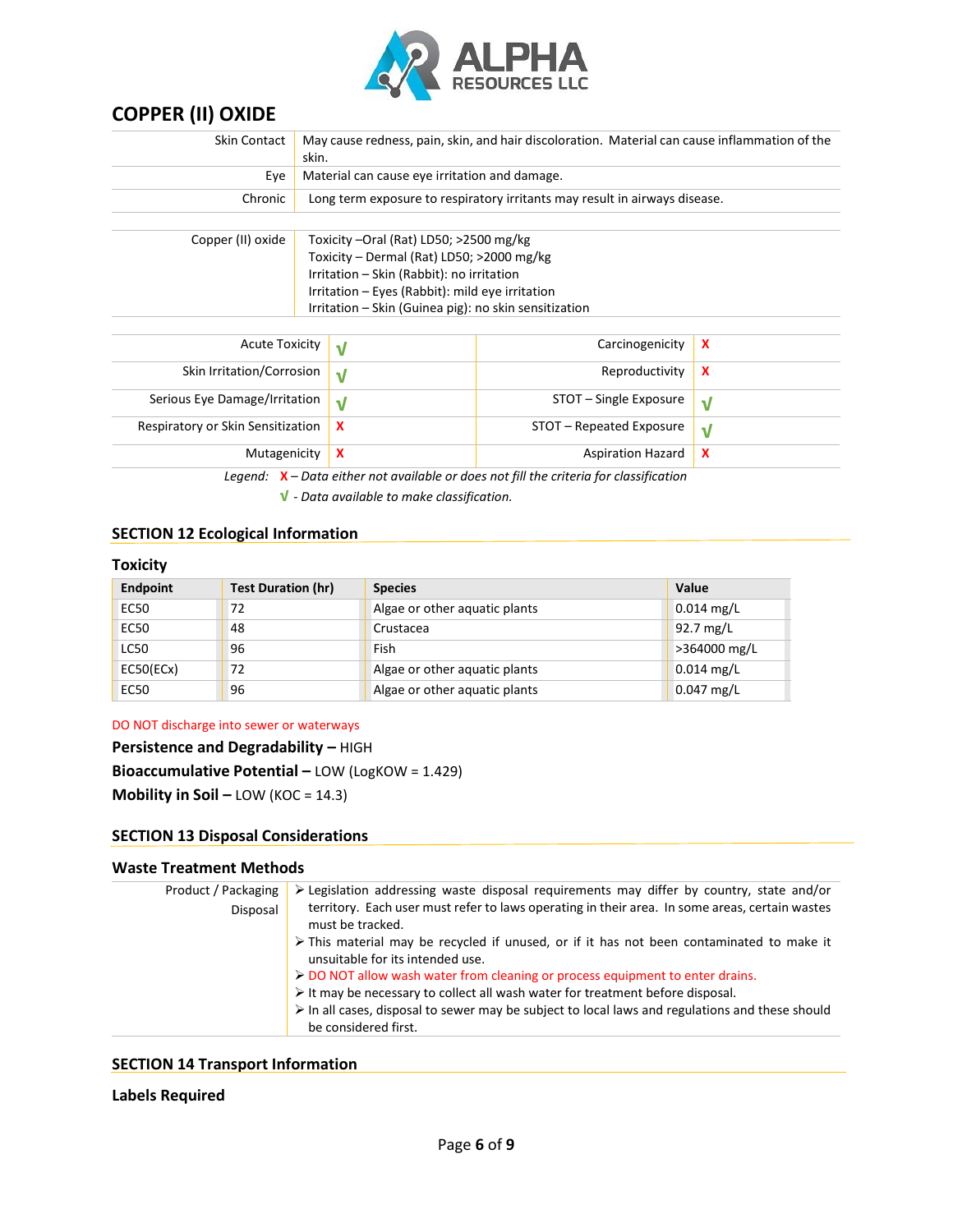# COPPER (II) OXIDE

| | |
|---|---|
| Skin Contact | May cause redness, pain, skin, and hair discoloration. Material can cause inflammation of the skin. |
| Eye | Material can cause eye irritation and damage. |
| Chronic | Long term exposure to respiratory irritants may result in airways disease. |

| | |
|---|---|
| Copper (II) oxide | Toxicity –Oral (Rat) LD50; >2500 mg/kg<br>Toxicity – Dermal (Rat) LD50; >2000 mg/kg<br>Irritation – Skin (Rabbit): no irritation<br>Irritation – Eyes (Rabbit): mild eye irritation<br>Irritation – Skin (Guinea pig): no skin sensitization |

| | | | |
|---|---|---|---|
| Acute Toxicity | √ | Carcinogenicity | X |
| Skin Irritation/Corrosion | √ | Reproductivity | X |
| Serious Eye Damage/Irritation | √ | STOT – Single Exposure | √ |
| Respiratory or Skin Sensitization | X | STOT – Repeated Exposure | √ |
| Mutagenicity | X | Aspiration Hazard | X |

*Legend:* X *– Data either not available or does not fill the criteria for classification*
√ *- Data available to make classification.*

## SECTION 12 Ecological Information

### Toxicity

| Endpoint | Test Duration (hr) | Species | Value |
|---|---|---|---|
| EC50 | 72 | Algae or other aquatic plants | 0.014 mg/L |
| EC50 | 48 | Crustacea | 92.7 mg/L |
| LC50 | 96 | Fish | >364000 mg/L |
| EC50(ECx) | 72 | Algae or other aquatic plants | 0.014 mg/L |
| EC50 | 96 | Algae or other aquatic plants | 0.047 mg/L |

DO NOT discharge into sewer or waterways

**Persistence and Degradability –** HIGH

**Bioaccumulative Potential –** LOW (LogKOW = 1.429)

**Mobility in Soil –** LOW (KOC = 14.3)

## SECTION 13 Disposal Considerations

### Waste Treatment Methods

| | |
|---|---|
| Product / Packaging Disposal | ➢ Legislation addressing waste disposal requirements may differ by country, state and/or territory. Each user must refer to laws operating in their area. In some areas, certain wastes must be tracked.<br>➢ This material may be recycled if unused, or if it has not been contaminated to make it unsuitable for its intended use.<br>➢ DO NOT allow wash water from cleaning or process equipment to enter drains.<br>➢ It may be necessary to collect all wash water for treatment before disposal.<br>➢ In all cases, disposal to sewer may be subject to local laws and regulations and these should be considered first. |

## SECTION 14 Transport Information

### Labels Required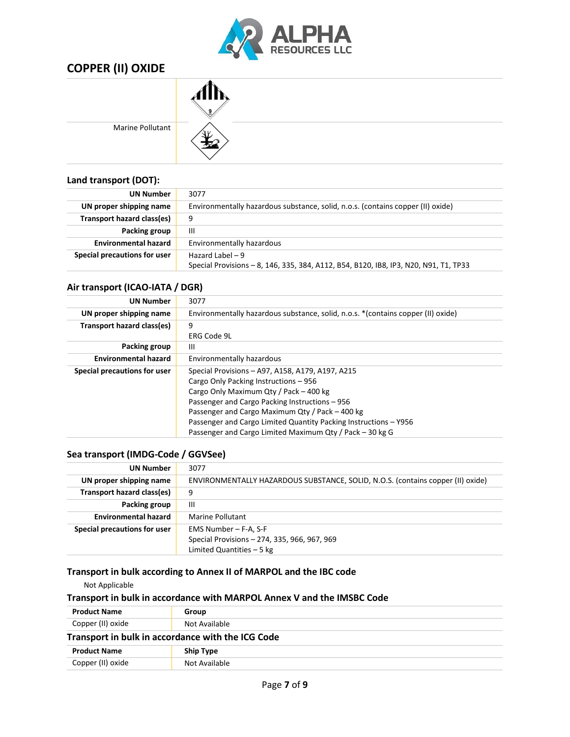# COPPER (II) OXIDE

| | |
|---|---|
| | |
| Marine Pollutant | |

### Land transport (DOT):

| | |
|---|---|
| **UN Number** | 3077 |
| **UN proper shipping name** | Environmentally hazardous substance, solid, n.o.s. (contains copper (II) oxide) |
| **Transport hazard class(es)** | 9 |
| **Packing group** | III |
| **Environmental hazard** | Environmentally hazardous |
| **Special precautions for user** | Hazard Label – 9<br>Special Provisions – 8, 146, 335, 384, A112, B54, B120, IB8, IP3, N20, N91, T1, TP33 |

### Air transport (ICAO-IATA / DGR)

| | |
|---|---|
| **UN Number** | 3077 |
| **UN proper shipping name** | Environmentally hazardous substance, solid, n.o.s. *(contains copper (II) oxide) |
| **Transport hazard class(es)** | 9<br>ERG Code 9L |
| **Packing group** | III |
| **Environmental hazard** | Environmentally hazardous |
| **Special precautions for user** | Special Provisions – A97, A158, A179, A197, A215<br>Cargo Only Packing Instructions – 956<br>Cargo Only Maximum Qty / Pack – 400 kg<br>Passenger and Cargo Packing Instructions – 956<br>Passenger and Cargo Maximum Qty / Pack – 400 kg<br>Passenger and Cargo Limited Quantity Packing Instructions – Y956<br>Passenger and Cargo Limited Maximum Qty / Pack – 30 kg G |

### Sea transport (IMDG-Code / GGVSee)

| | |
|---|---|
| **UN Number** | 3077 |
| **UN proper shipping name** | ENVIRONMENTALLY HAZARDOUS SUBSTANCE, SOLID, N.O.S. (contains copper (II) oxide) |
| **Transport hazard class(es)** | 9 |
| **Packing group** | III |
| **Environmental hazard** | Marine Pollutant |
| **Special precautions for user** | EMS Number – F-A, S-F<br>Special Provisions – 274, 335, 966, 967, 969<br>Limited Quantities – 5 kg |

### Transport in bulk according to Annex II of MARPOL and the IBC code

Not Applicable

### Transport in bulk in accordance with MARPOL Annex V and the IMSBC Code

| Product Name | Group |
|---|---|
| Copper (II) oxide | Not Available |

### Transport in bulk in accordance with the ICG Code

| Product Name | Ship Type |
|---|---|
| Copper (II) oxide | Not Available |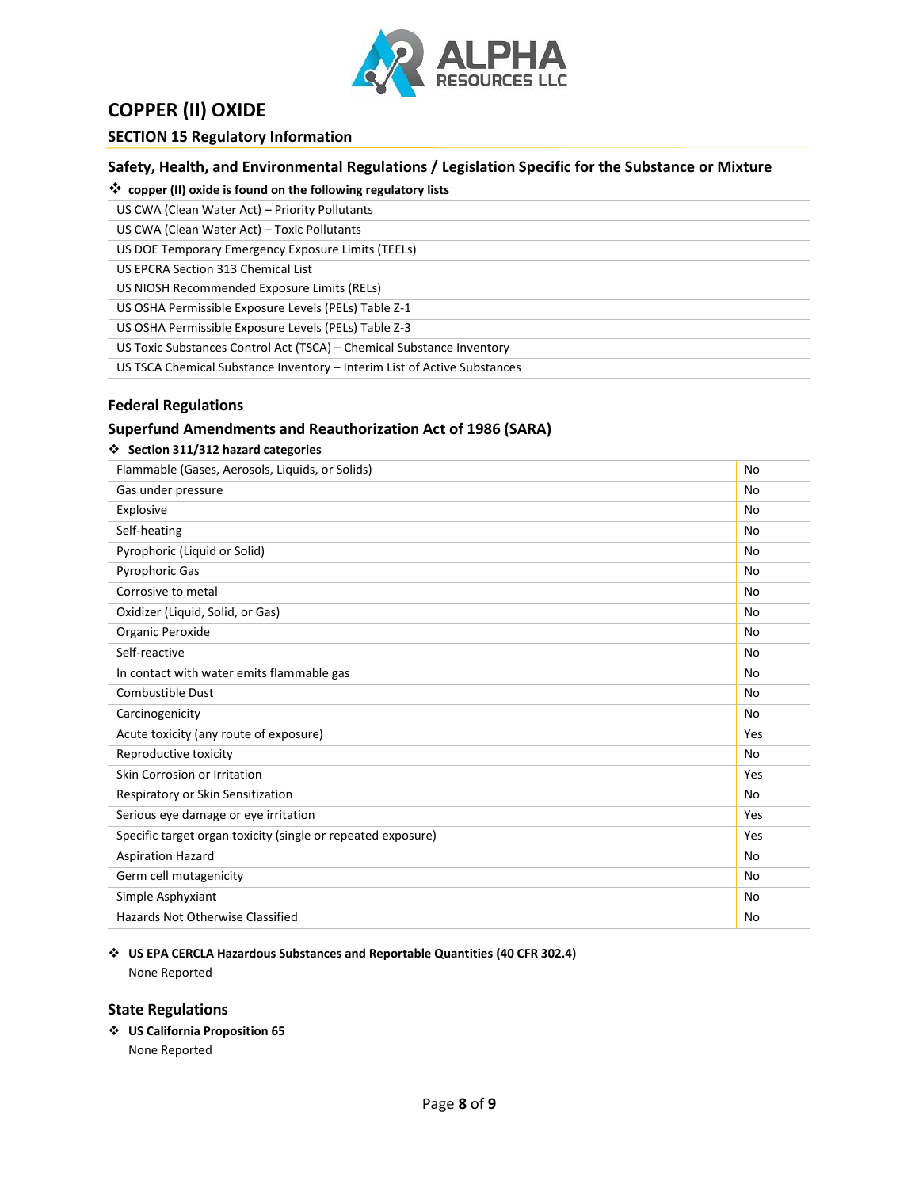# COPPER (II) OXIDE

## SECTION 15 Regulatory Information

### Safety, Health, and Environmental Regulations / Legislation Specific for the Substance or Mixture

❖ **copper (II) oxide is found on the following regulatory lists**

| |
|---|
| US CWA (Clean Water Act) – Priority Pollutants |
| US CWA (Clean Water Act) – Toxic Pollutants |
| US DOE Temporary Emergency Exposure Limits (TEELs) |
| US EPCRA Section 313 Chemical List |
| US NIOSH Recommended Exposure Limits (RELs) |
| US OSHA Permissible Exposure Levels (PELs) Table Z-1 |
| US OSHA Permissible Exposure Levels (PELs) Table Z-3 |
| US Toxic Substances Control Act (TSCA) – Chemical Substance Inventory |
| US TSCA Chemical Substance Inventory – Interim List of Active Substances |

### Federal Regulations

### Superfund Amendments and Reauthorization Act of 1986 (SARA)

❖ **Section 311/312 hazard categories**

| | |
|---|---|
| Flammable (Gases, Aerosols, Liquids, or Solids) | No |
| Gas under pressure | No |
| Explosive | No |
| Self-heating | No |
| Pyrophoric (Liquid or Solid) | No |
| Pyrophoric Gas | No |
| Corrosive to metal | No |
| Oxidizer (Liquid, Solid, or Gas) | No |
| Organic Peroxide | No |
| Self-reactive | No |
| In contact with water emits flammable gas | No |
| Combustible Dust | No |
| Carcinogenicity | No |
| Acute toxicity (any route of exposure) | Yes |
| Reproductive toxicity | No |
| Skin Corrosion or Irritation | Yes |
| Respiratory or Skin Sensitization | No |
| Serious eye damage or eye irritation | Yes |
| Specific target organ toxicity (single or repeated exposure) | Yes |
| Aspiration Hazard | No |
| Germ cell mutagenicity | No |
| Simple Asphyxiant | No |
| Hazards Not Otherwise Classified | No |

❖ **US EPA CERCLA Hazardous Substances and Reportable Quantities (40 CFR 302.4)**

None Reported

### State Regulations

❖ **US California Proposition 65**

None Reported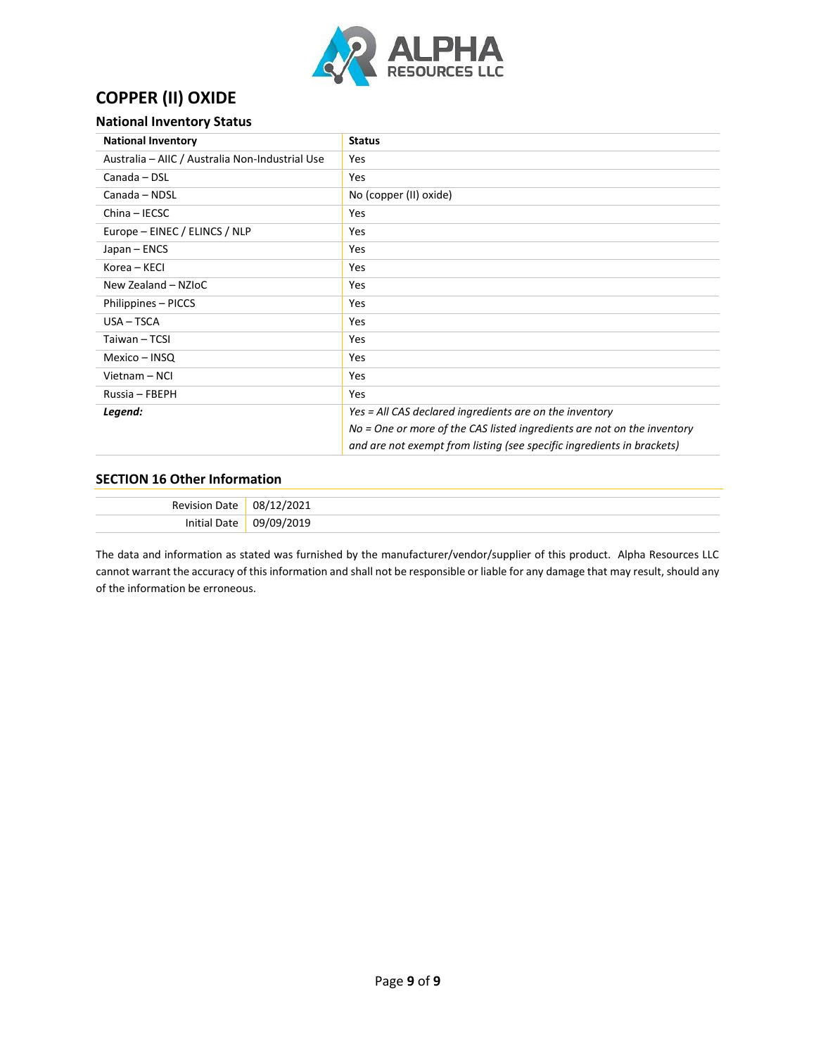# COPPER (II) OXIDE

## National Inventory Status

| National Inventory | Status |
|---|---|
| Australia – AIIC / Australia Non-Industrial Use | Yes |
| Canada – DSL | Yes |
| Canada – NDSL | No (copper (II) oxide) |
| China – IECSC | Yes |
| Europe – EINEC / ELINCS / NLP | Yes |
| Japan – ENCS | Yes |
| Korea – KECI | Yes |
| New Zealand – NZIoC | Yes |
| Philippines – PICCS | Yes |
| USA – TSCA | Yes |
| Taiwan – TCSI | Yes |
| Mexico – INSQ | Yes |
| Vietnam – NCI | Yes |
| Russia – FBEPH | Yes |
| ***Legend:*** | *Yes = All CAS declared ingredients are on the inventory*<br>*No = One or more of the CAS listed ingredients are not on the inventory and are not exempt from listing (see specific ingredients in brackets)* |

## SECTION 16 Other Information

| | |
|---|---|
| Revision Date | 08/12/2021 |
| Initial Date | 09/09/2019 |

The data and information as stated was furnished by the manufacturer/vendor/supplier of this product. Alpha Resources LLC cannot warrant the accuracy of this information and shall not be responsible or liable for any damage that may result, should any of the information be erroneous.